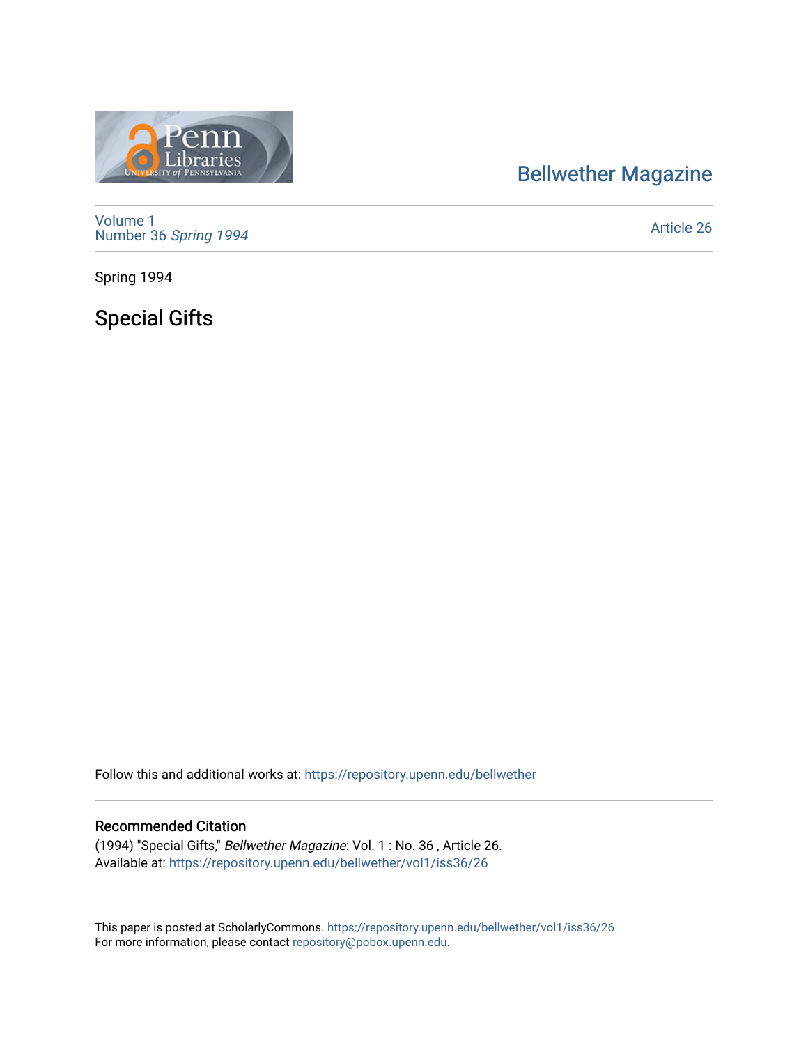Bellwether Magazine

Volume 1
Number 36 *Spring 1994*

Article 26

Spring 1994

# Special Gifts

Follow this and additional works at: https://repository.upenn.edu/bellwether

## Recommended Citation

(1994) "Special Gifts," *Bellwether Magazine*: Vol. 1 : No. 36 , Article 26.
Available at: https://repository.upenn.edu/bellwether/vol1/iss36/26

This paper is posted at ScholarlyCommons. https://repository.upenn.edu/bellwether/vol1/iss36/26
For more information, please contact repository@pobox.upenn.edu.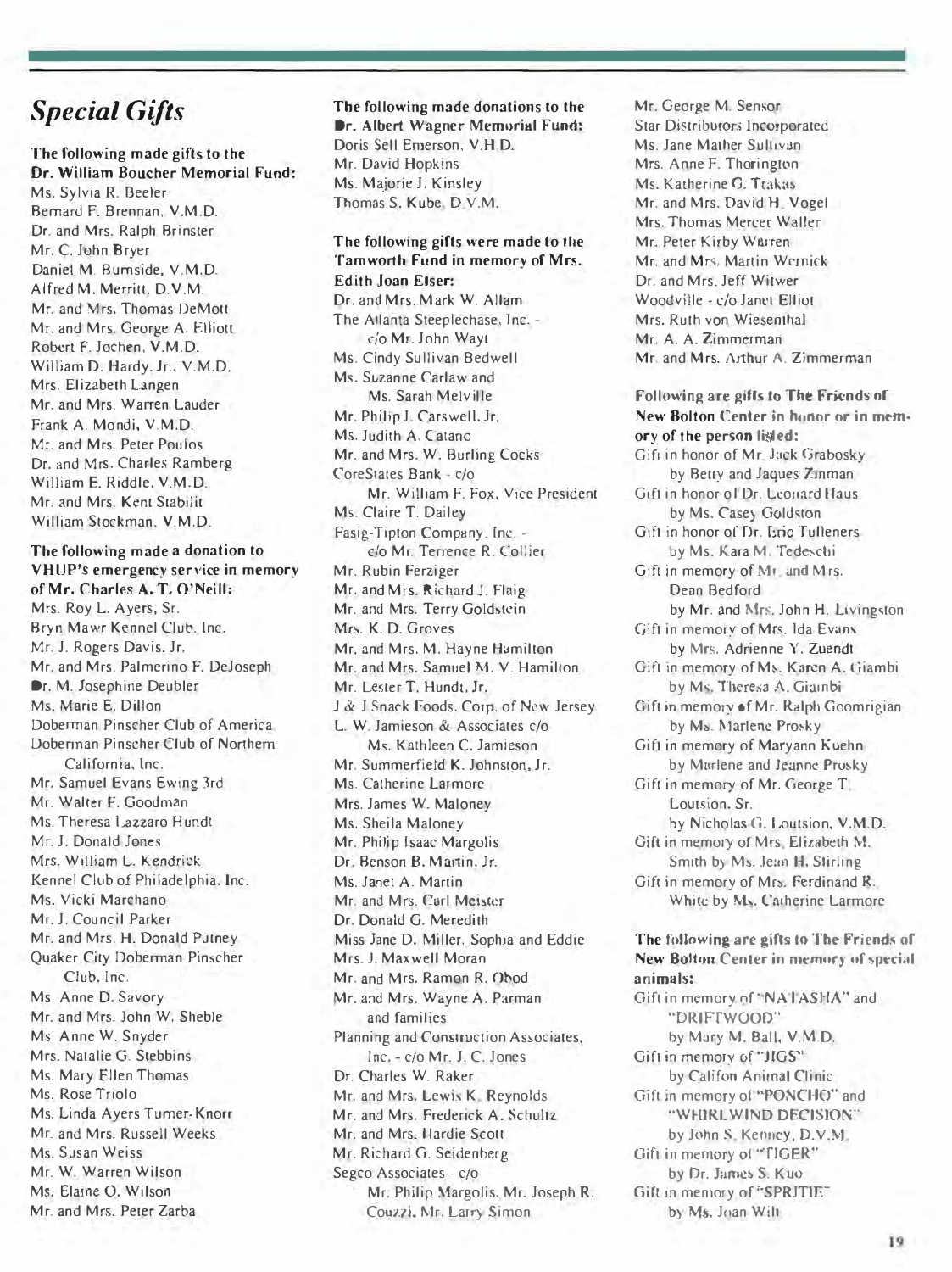## Special Gifts

**The following made gifts to the Dr. William Boucher Memorial Fund:**

Ms. Sylvia R. Beeler
Bernard F. Brennan, V.M.D.
Dr. and Mrs. Ralph Brinster
Mr. C. John Bryer
Daniel M. Burnside, V.M.D.
Alfred M. Merritt, D.V.M.
Mr. and Mrs. Thomas DeMott
Mr. and Mrs. George A. Elliott
Robert F. Jochen, V.M.D.
William D. Hardy, Jr., V.M.D.
Mrs. Elizabeth Langen
Mr. and Mrs. Warren Lauder
Frank A. Mondi, V.M.D.
Mr. and Mrs. Peter Poulos
Dr. and Mrs. Charles Ramberg
William E. Riddle, V.M.D.
Mr. and Mrs. Kent Stabilit
William Stockman, V.M.D.

**The following made a donation to VHUP's emergency service in memory of Mr. Charles A. T. O'Neill:**

Mrs. Roy L. Ayers, Sr.
Bryn Mawr Kennel Club, Inc.
Mr. J. Rogers Davis, Jr.
Mr. and Mrs. Palmerino F. DeJoseph
Dr. M. Josephine Deubler
Ms. Marie E. Dillon
Doberman Pinscher Club of America
Doberman Pinscher Club of Northern California, Inc.
Mr. Samuel Evans Ewing 3rd
Mr. Walter F. Goodman
Ms. Theresa Lazzaro Hundt
Mr. J. Donald Jones
Mrs. William L. Kendrick
Kennel Club of Philadelphia, Inc.
Ms. Vicki Marchano
Mr. J. Council Parker
Mr. and Mrs. H. Donald Putney
Quaker City Doberman Pinscher Club, Inc.
Ms. Anne D. Savory
Mr. and Mrs. John W. Sheble
Ms. Anne W. Snyder
Mrs. Natalie G. Stebbins
Ms. Mary Ellen Thomas
Ms. Rose Triolo
Ms. Linda Ayers Turner-Knorr
Mr. and Mrs. Russell Weeks
Ms. Susan Weiss
Mr. W. Warren Wilson
Ms. Elaine O. Wilson
Mr. and Mrs. Peter Zarba

**The following made donations to the Dr. Albert Wagner Memorial Fund:**

Doris Sell Emerson, V.H.D.
Mr. David Hopkins
Ms. Majorie J. Kinsley
Thomas S. Kube, D.V.M.

**The following gifts were made to the Tamworth Fund in memory of Mrs. Edith Joan Elser:**

Dr. and Mrs. Mark W. Allam
The Atlanta Steeplechase, Inc. - c/o Mr. John Wayt
Ms. Cindy Sullivan Bedwell
Ms. Suzanne Carlaw and Ms. Sarah Melville
Mr. Philip J. Carswell, Jr.
Ms. Judith A. Catano
Mr. and Mrs. W. Burling Cocks
CoreStates Bank - c/o Mr. William F. Fox, Vice President
Ms. Claire T. Dailey
Fasig-Tipton Company, Inc. - c/o Mr. Terrence R. Collier
Mr. Rubin Ferziger
Mr. and Mrs. Richard J. Flaig
Mr. and Mrs. Terry Goldstein
Mrs. K. D. Groves
Mr. and Mrs. M. Hayne Hamilton
Mr. and Mrs. Samuel M. V. Hamilton
Mr. Lester T. Hundt, Jr.
J & J Snack Foods, Corp. of New Jersey
L. W. Jamieson & Associates c/o Ms. Kathleen C. Jamieson
Mr. Summerfield K. Johnston, Jr.
Ms. Catherine Larmore
Mrs. James W. Maloney
Ms. Sheila Maloney
Mr. Philip Isaac Margolis
Dr. Benson B. Martin, Jr.
Ms. Janet A. Martin
Mr. and Mrs. Carl Meister
Dr. Donald G. Meredith
Miss Jane D. Miller, Sophia and Eddie
Mrs. J. Maxwell Moran
Mr. and Mrs. Ramon R. Obod
Mr. and Mrs. Wayne A. Parman and families
Planning and Construction Associates, Inc. - c/o Mr. J. C. Jones
Dr. Charles W. Raker
Mr. and Mrs. Lewis K. Reynolds
Mr. and Mrs. Frederick A. Schultz
Mr. and Mrs. Hardie Scott
Mr. Richard G. Seidenberg
Segco Associates - c/o Mr. Philip Margolis, Mr. Joseph R. Couzzi, Mr. Larry Simon
Mr. George M. Sensor
Star Distributors Incorporated
Ms. Jane Mather Sullivan
Mrs. Anne F. Thorington
Ms. Katherine G. Trakas
Mr. and Mrs. David H. Vogel
Mrs. Thomas Mercer Waller
Mr. Peter Kirby Warren
Mr. and Mrs. Martin Wernick
Dr. and Mrs. Jeff Witwer
Woodville - c/o Janet Elliot
Mrs. Ruth von Wiesenthal
Mr. A. A. Zimmerman
Mr. and Mrs. Arthur A. Zimmerman

**Following are gifts to The Friends of New Bolton Center in honor or in memory of the person listed:**

Gift in honor of Mr. Jack Grabosky by Betty and Jaques Zinman
Gift in honor of Dr. Leonard Haus by Ms. Casey Goldston
Gift in honor of Dr. Eric Tulleners by Ms. Kara M. Tedeschi
Gift in memory of Mr. and Mrs. Dean Bedford by Mr. and Mrs. John H. Livingston
Gift in memory of Mrs. Ida Evans by Mrs. Adrienne Y. Zuendt
Gift in memory of Ms. Karen A. Giambi by Ms. Theresa A. Giambi
Gift in memory of Mr. Ralph Goomrigian by Ms. Marlene Prosky
Gift in memory of Maryann Kuehn by Marlene and Jeanne Prosky
Gift in memory of Mr. George T. Loutsion, Sr. by Nicholas G. Loutsion, V.M.D.
Gift in memory of Mrs. Elizabeth M. Smith by Ms. Jean H. Stirling
Gift in memory of Mrs. Ferdinand R. White by Ms. Catherine Larmore

**The following are gifts to The Friends of New Bolton Center in memory of special animals:**

Gift in memory of "NATASHA" and "DRIFTWOOD" by Mary M. Ball, V.M.D.
Gift in memory of "JIGS" by Califon Animal Clinic
Gift in memory of "PONCHO" and "WHIRLWIND DECISION" by John S. Kenney, D.V.M.
Gift in memory of "TIGER" by Dr. James S. Kuo
Gift in memory of "SPRITIE" by Ms. Joan Wilt